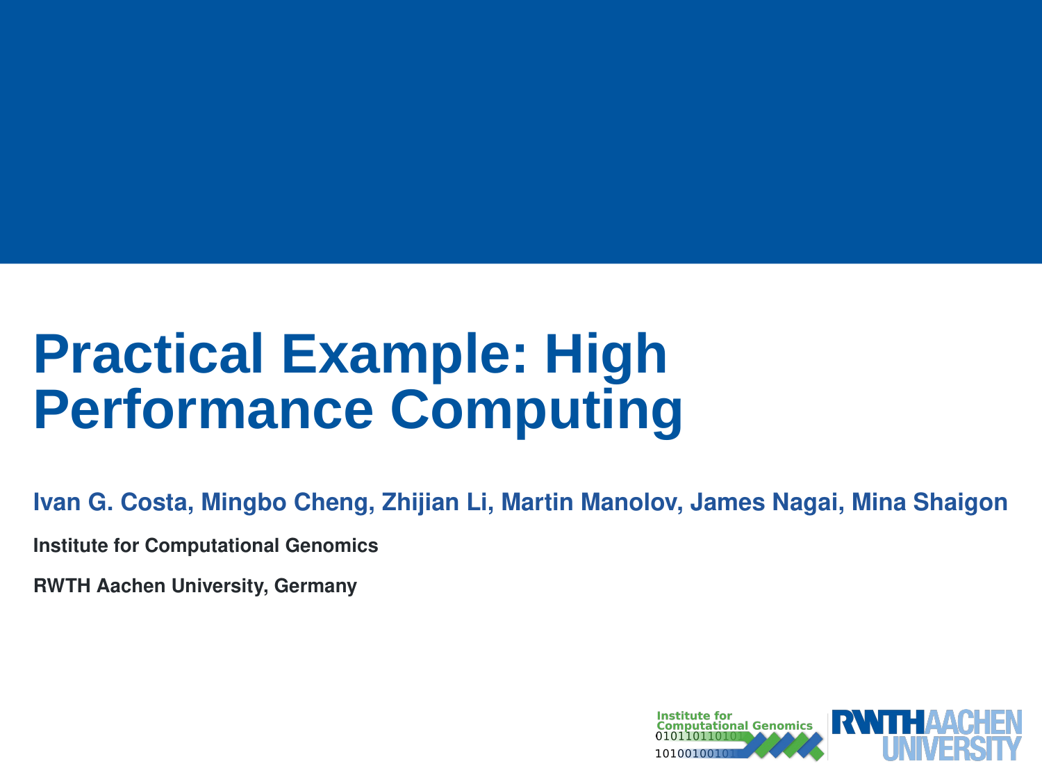# Practical Example: High Performance Computing

**Ivan G. Costa, Mingbo Cheng, Zhijian Li, Martin Manolov, James Nagai, Mina Shaigon**

**Institute for Computational Genomics**

**RWTH Aachen University, Germany**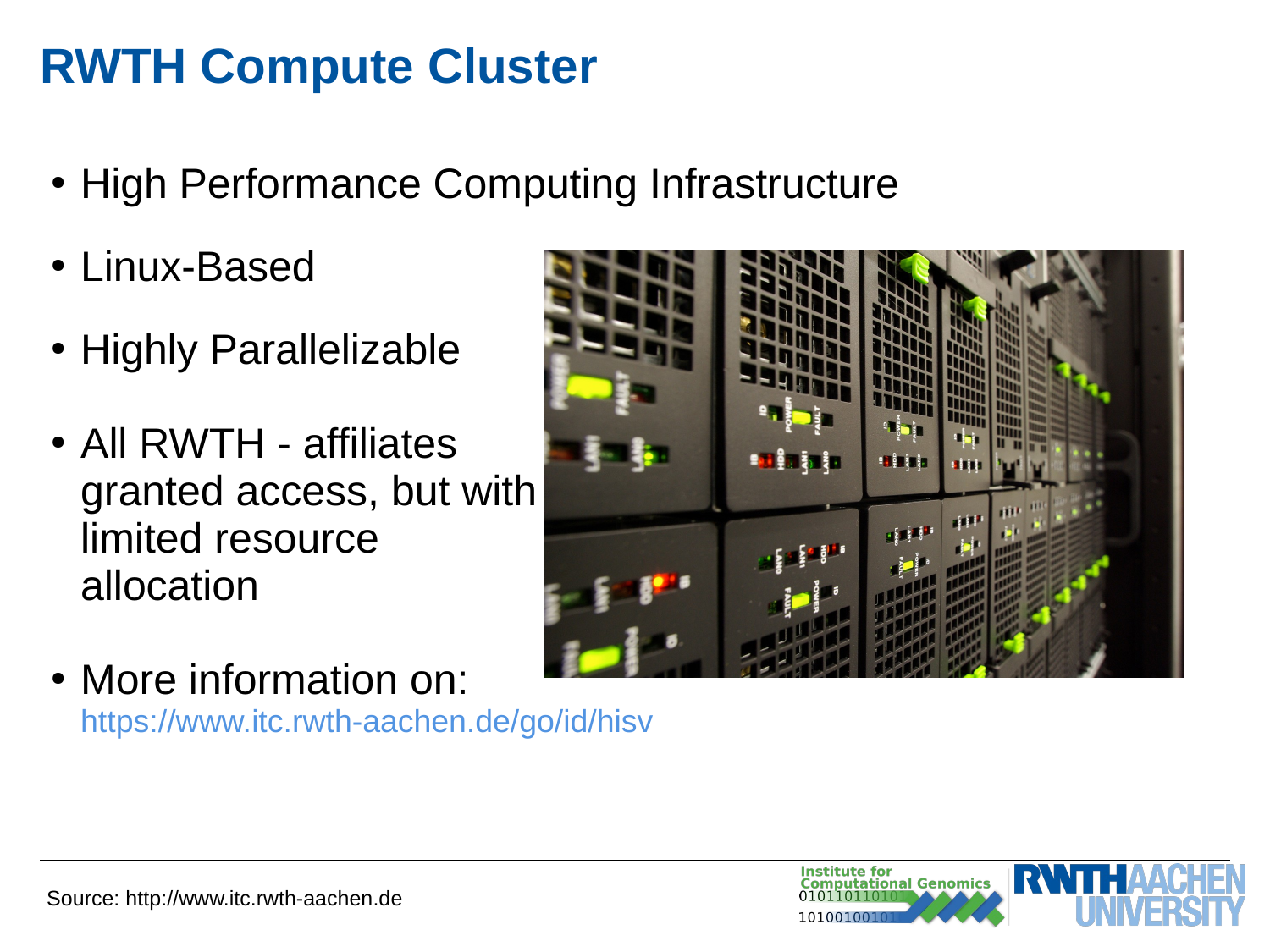# RWTH Compute Cluster

- High Performance Computing Infrastructure
- Linux-Based
- Highly Parallelizable
- All RWTH - affiliates granted access, but with limited resource allocation
- More information on:
  https://www.itc.rwth-aachen.de/go/id/hisv

Source: http://www.itc.rwth-aachen.de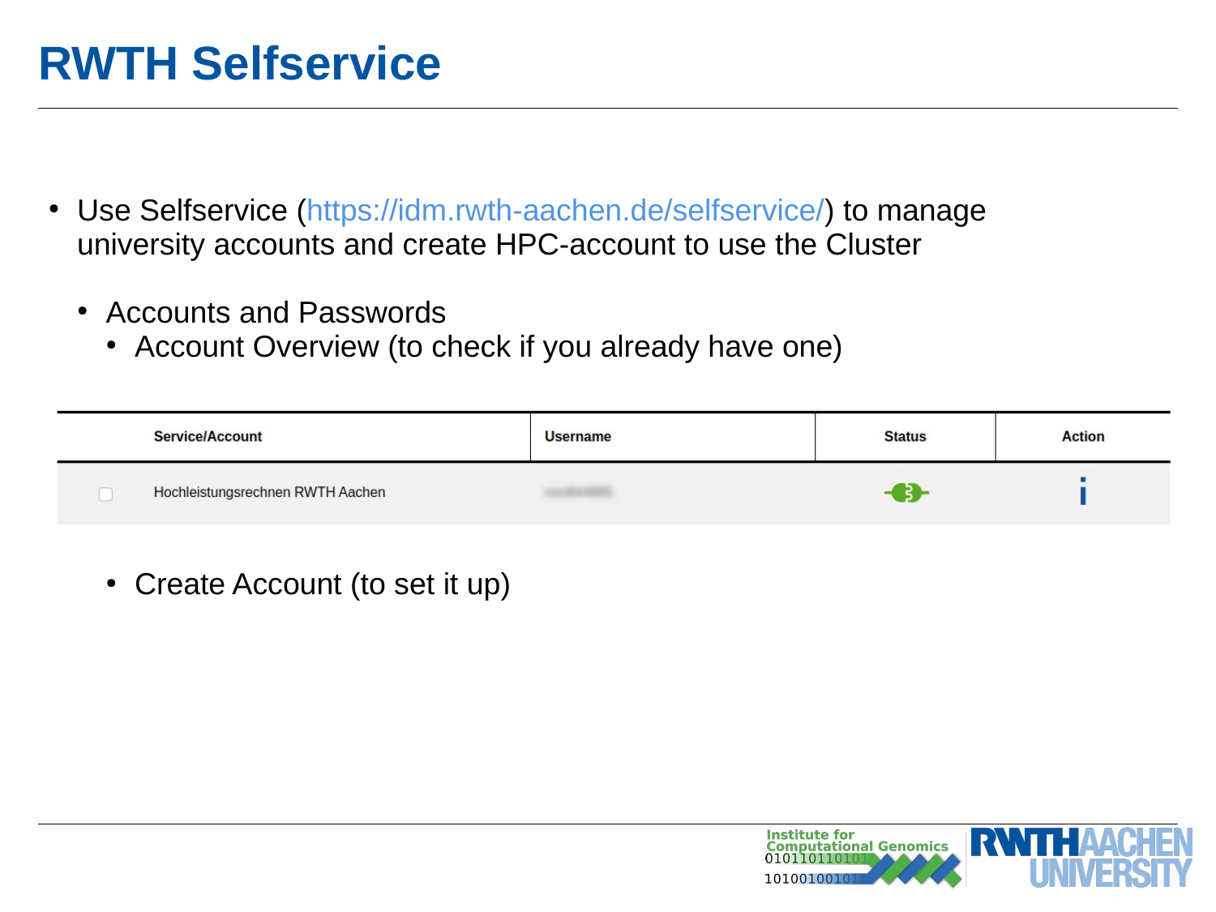# RWTH Selfservice

- Use Selfservice (https://idm.rwth-aachen.de/selfservice/) to manage university accounts and create HPC-account to use the Cluster
  - Accounts and Passwords
    - Account Overview (to check if you already have one)

| Service/Account | Username | Status | Action |
| --- | --- | --- | --- |
| Hochleistungsrechnen RWTH Aachen | | | i |

    - Create Account (to set it up)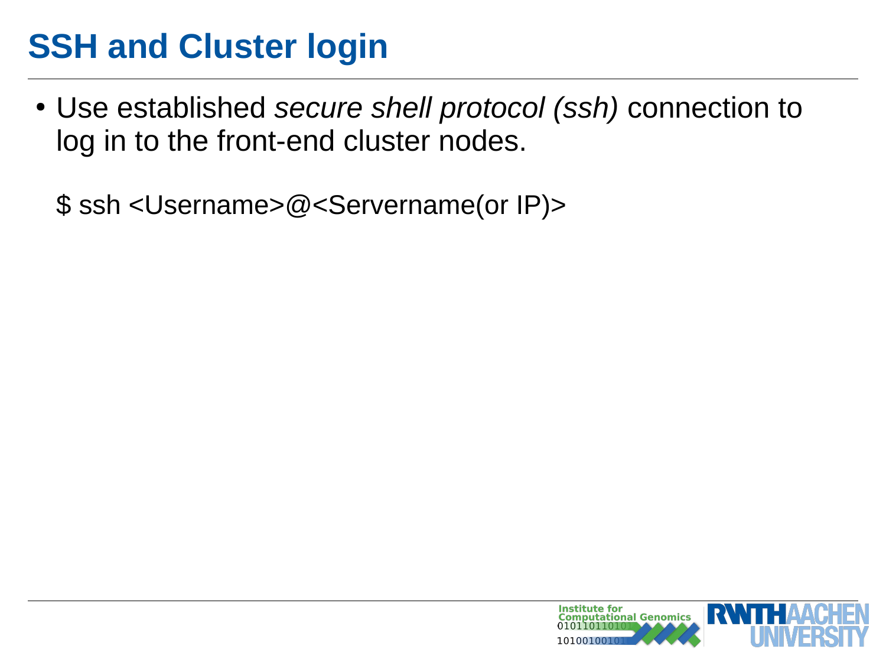# SSH and Cluster login

- Use established *secure shell protocol (ssh)* connection to log in to the front-end cluster nodes.

```
$ ssh <Username>@<Servername(or IP)>
```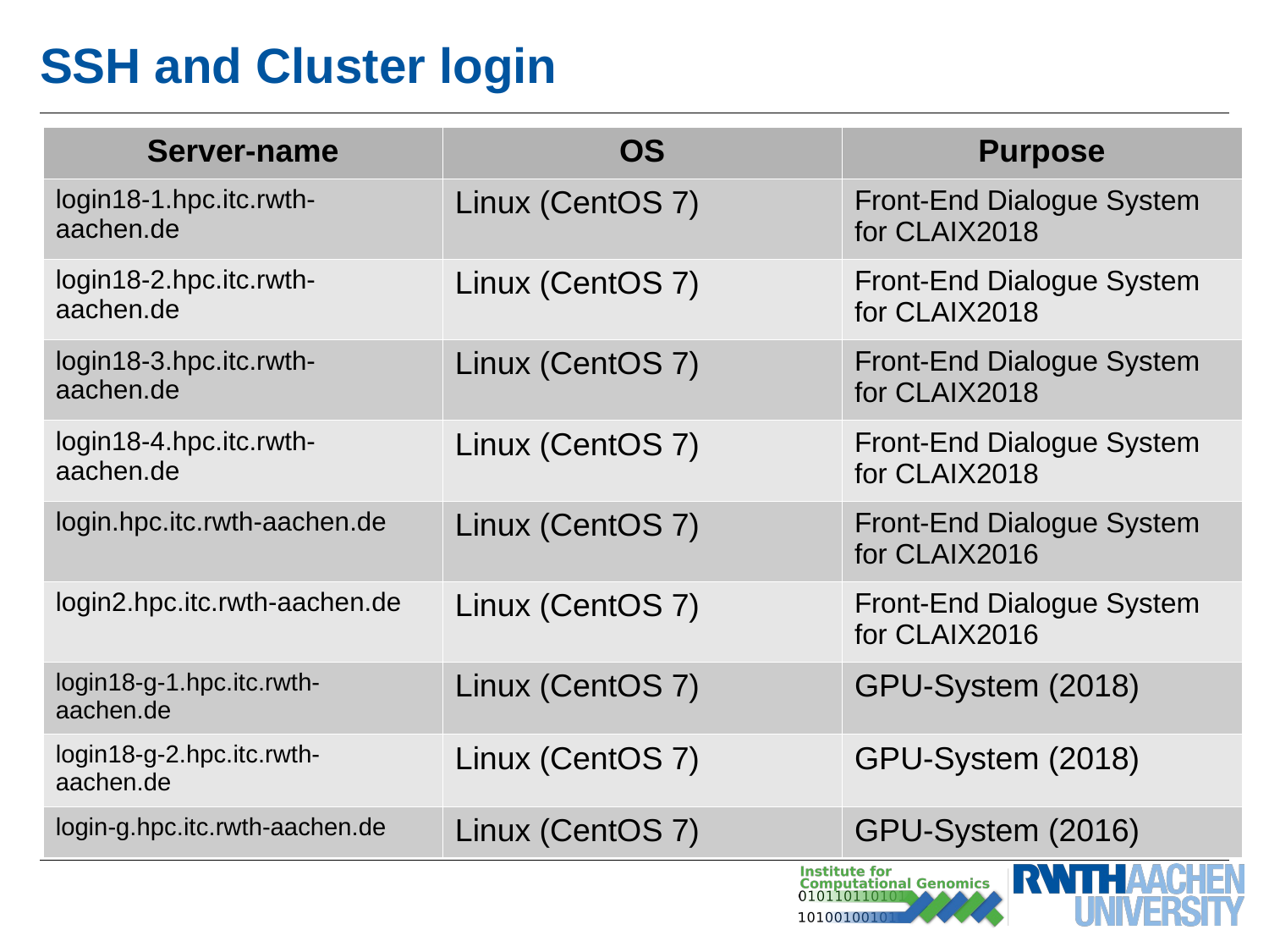# SSH and Cluster login

| Server-name | OS | Purpose |
|---|---|---|
| login18-1.hpc.itc.rwth-aachen.de | Linux (CentOS 7) | Front-End Dialogue System for CLAIX2018 |
| login18-2.hpc.itc.rwth-aachen.de | Linux (CentOS 7) | Front-End Dialogue System for CLAIX2018 |
| login18-3.hpc.itc.rwth-aachen.de | Linux (CentOS 7) | Front-End Dialogue System for CLAIX2018 |
| login18-4.hpc.itc.rwth-aachen.de | Linux (CentOS 7) | Front-End Dialogue System for CLAIX2018 |
| login.hpc.itc.rwth-aachen.de | Linux (CentOS 7) | Front-End Dialogue System for CLAIX2016 |
| login2.hpc.itc.rwth-aachen.de | Linux (CentOS 7) | Front-End Dialogue System for CLAIX2016 |
| login18-g-1.hpc.itc.rwth-aachen.de | Linux (CentOS 7) | GPU-System (2018) |
| login18-g-2.hpc.itc.rwth-aachen.de | Linux (CentOS 7) | GPU-System (2018) |
| login-g.hpc.itc.rwth-aachen.de | Linux (CentOS 7) | GPU-System (2016) |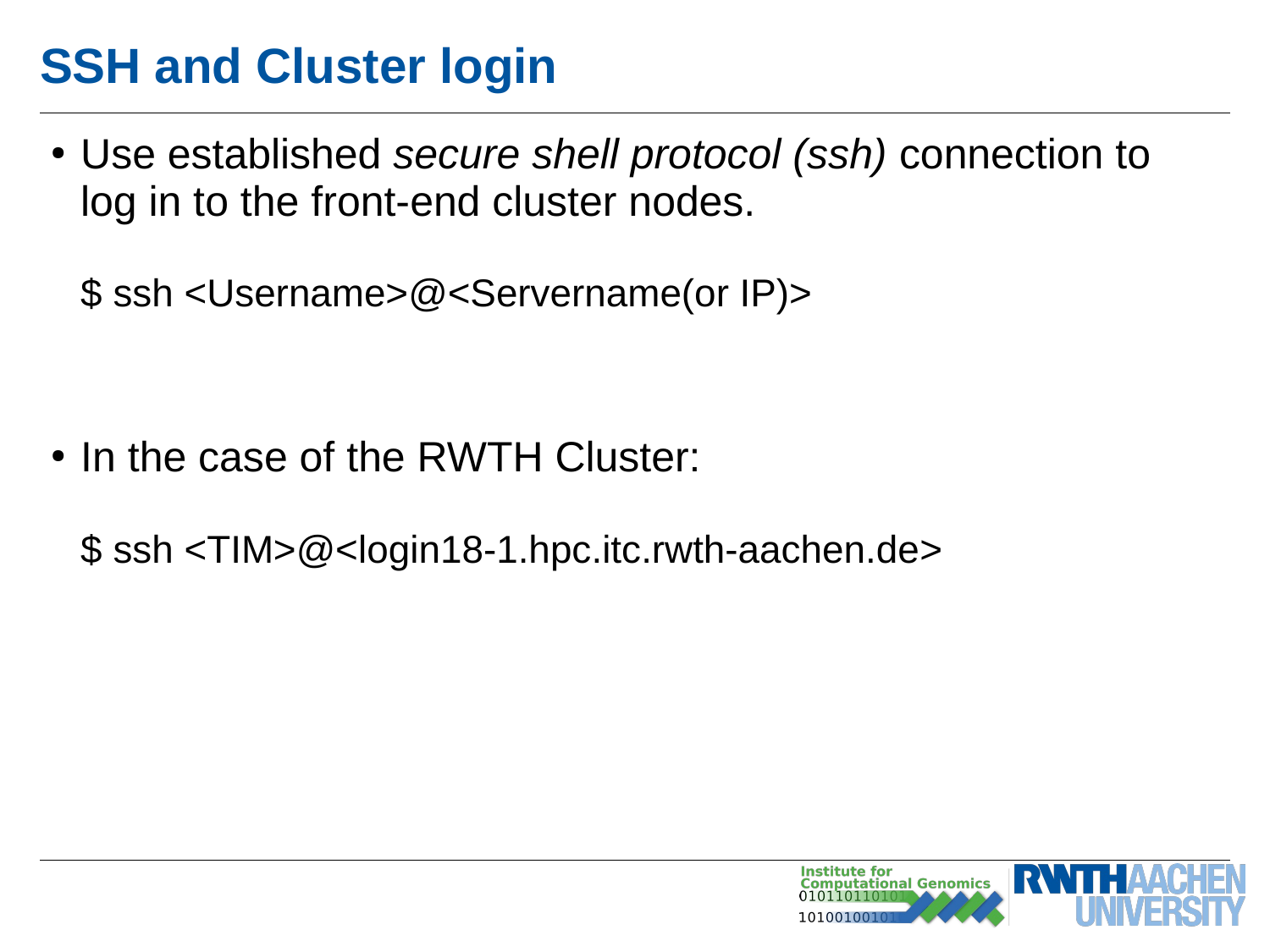# SSH and Cluster login

- Use established *secure shell protocol (ssh)* connection to log in to the front-end cluster nodes.

```
$ ssh <Username>@<Servername(or IP)>
```

- In the case of the RWTH Cluster:

```
$ ssh <TIM>@<login18-1.hpc.itc.rwth-aachen.de>
```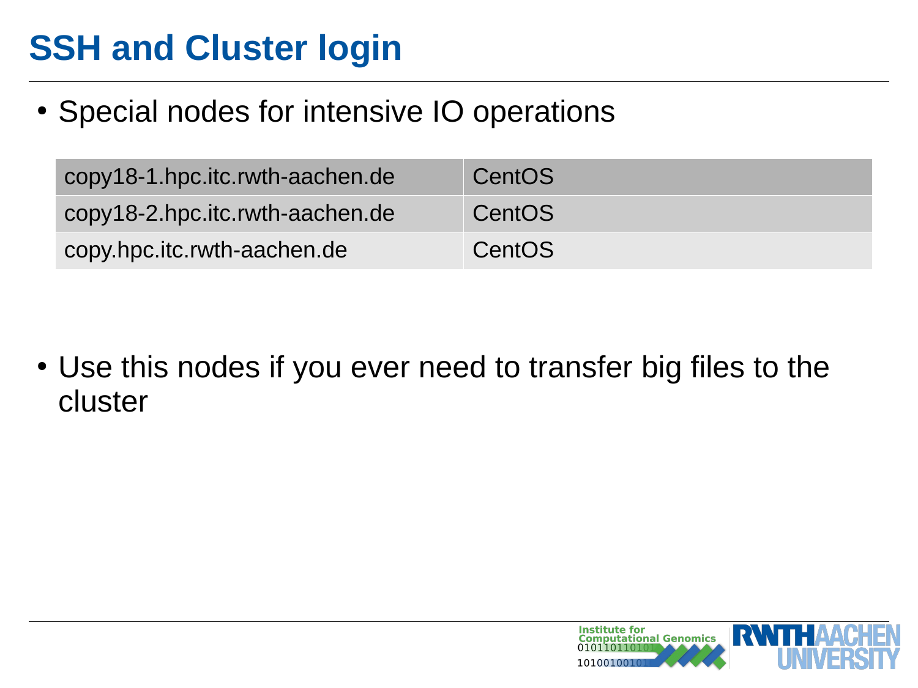# SSH and Cluster login

- Special nodes for intensive IO operations

| copy18-1.hpc.itc.rwth-aachen.de | CentOS |
|---|---|
| copy18-2.hpc.itc.rwth-aachen.de | CentOS |
| copy.hpc.itc.rwth-aachen.de | CentOS |

- Use this nodes if you ever need to transfer big files to the cluster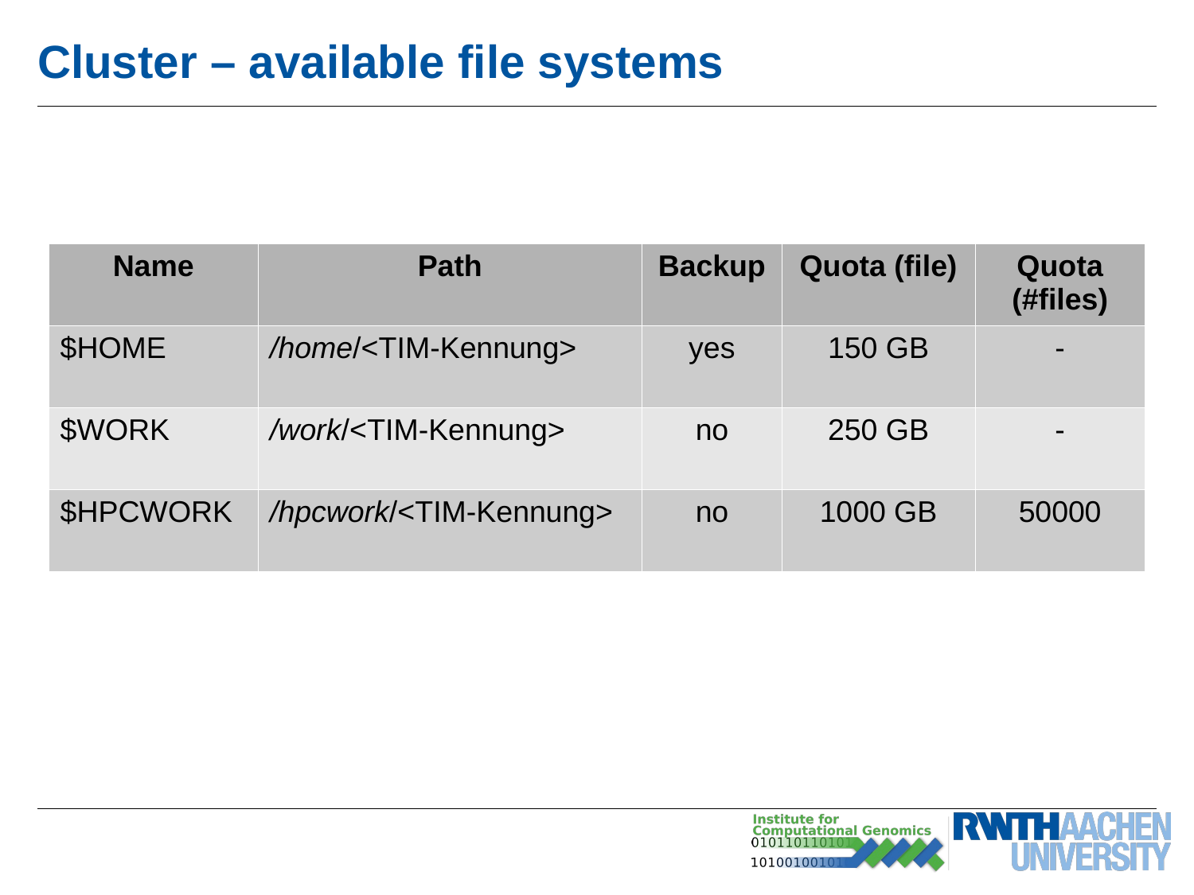# Cluster – available file systems

| Name | Path | Backup | Quota (file) | Quota (#files) |
|---|---|---|---|---|
| $HOME | */home/*<TIM-Kennung> | yes | 150 GB | - |
| $WORK | */work/*<TIM-Kennung> | no | 250 GB | - |
| $HPCWORK | */hpcwork/*<TIM-Kennung> | no | 1000 GB | 50000 |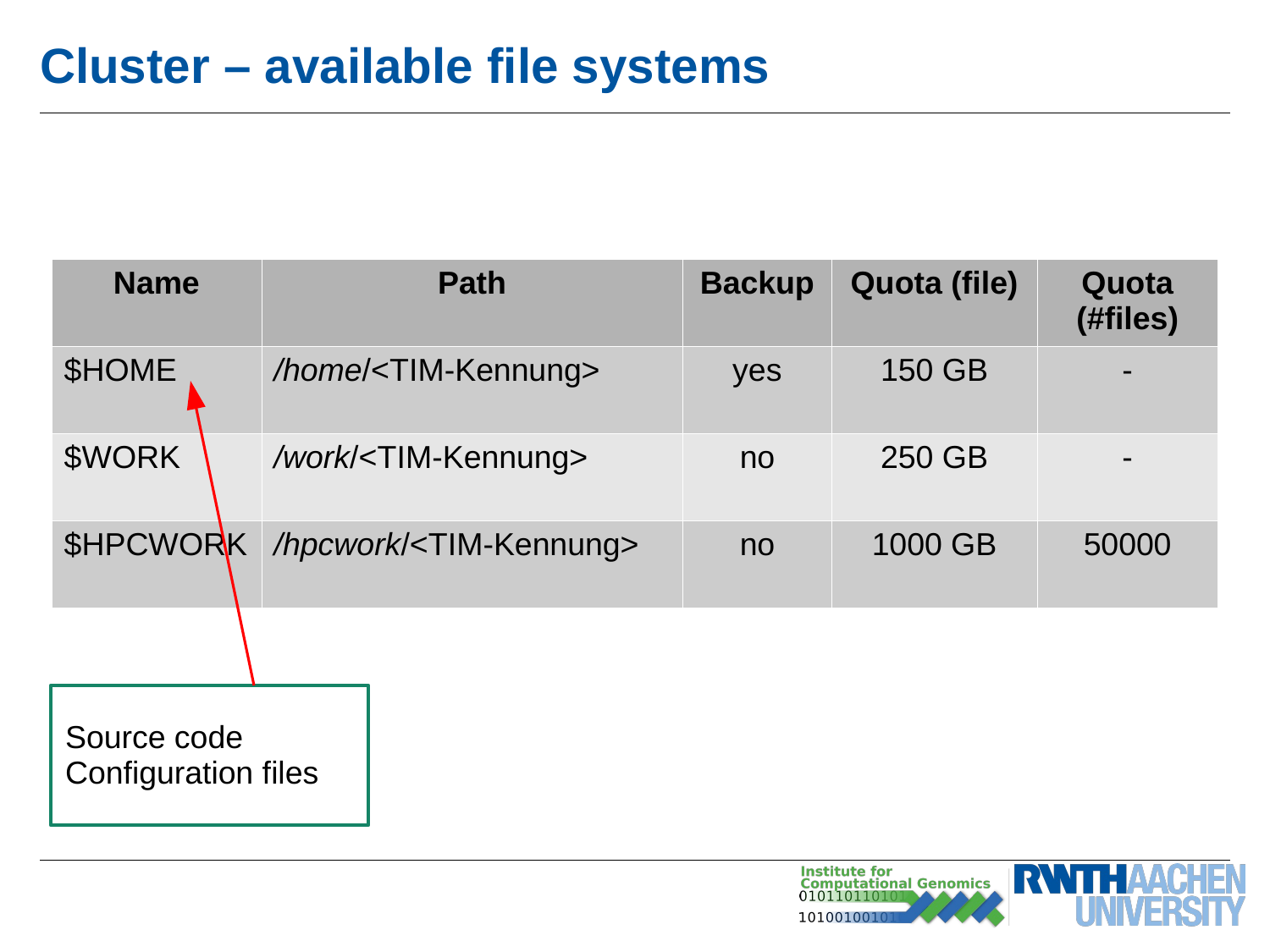# Cluster – available file systems

| Name | Path | Backup | Quota (file) | Quota (#files) |
|---|---|---|---|---|
| $HOME | */home/*<TIM-Kennung> | yes | 150 GB | - |
| $WORK | */work/*<TIM-Kennung> | no | 250 GB | - |
| $HPCWORK | */hpcwork/*<TIM-Kennung> | no | 1000 GB | 50000 |

Source code
Configuration files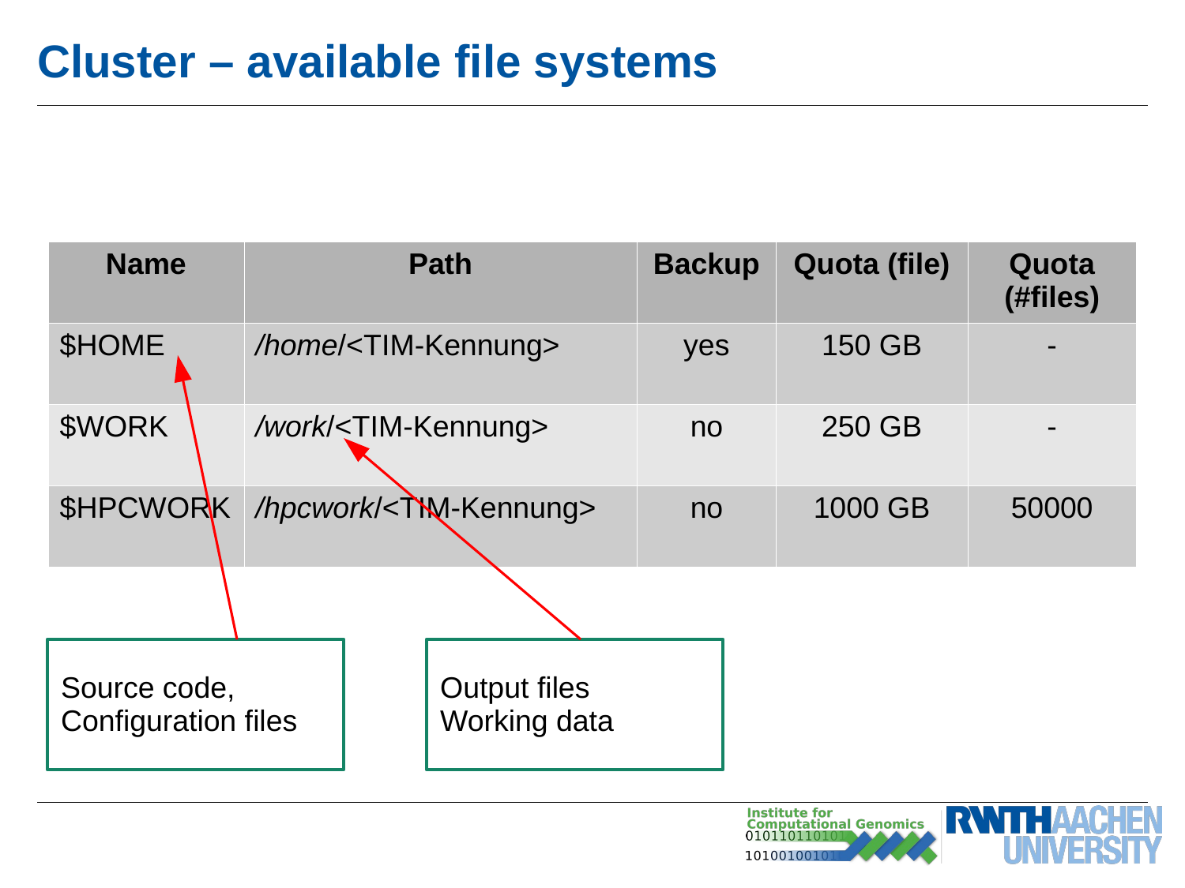# Cluster – available file systems

| Name | Path | Backup | Quota (file) | Quota (#files) |
|---|---|---|---|---|
| $HOME | */home/*<TIM-Kennung> | yes | 150 GB | - |
| $WORK | */work/*<TIM-Kennung> | no | 250 GB | - |
| $HPCWORK | */hpcwork/*<TIM-Kennung> | no | 1000 GB | 50000 |

Source code,
Configuration files

Output files
Working data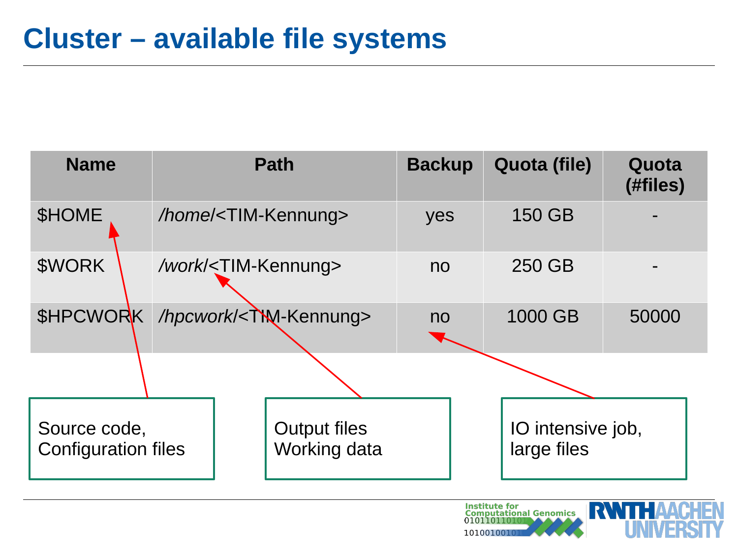# Cluster – available file systems

| Name | Path | Backup | Quota (file) | Quota (#files) |
|---|---|---|---|---|
| $HOME | */home/*<TIM-Kennung> | yes | 150 GB | - |
| $WORK | */work/*<TIM-Kennung> | no | 250 GB | - |
| $HPCWORK | */hpcwork/*<TIM-Kennung> | no | 1000 GB | 50000 |

- $HOME: Source code, Configuration files
- $WORK: Output files, Working data
- $HPCWORK: IO intensive job, large files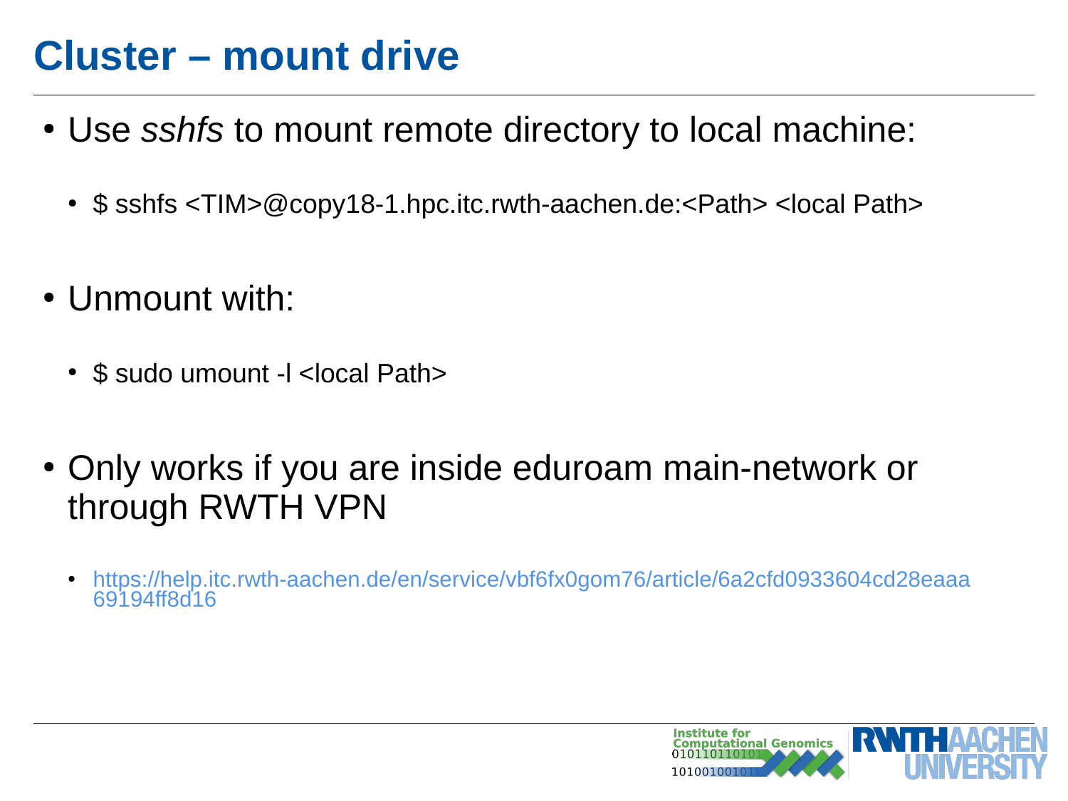# Cluster – mount drive

- Use *sshfs* to mount remote directory to local machine:
  - $ sshfs <TIM>@copy18-1.hpc.itc.rwth-aachen.de:<Path> <local Path>
- Unmount with:
  - $ sudo umount -l <local Path>
- Only works if you are inside eduroam main-network or through RWTH VPN
  - https://help.itc.rwth-aachen.de/en/service/vbf6fx0gom76/article/6a2cfd0933604cd28eaaa69194ff8d16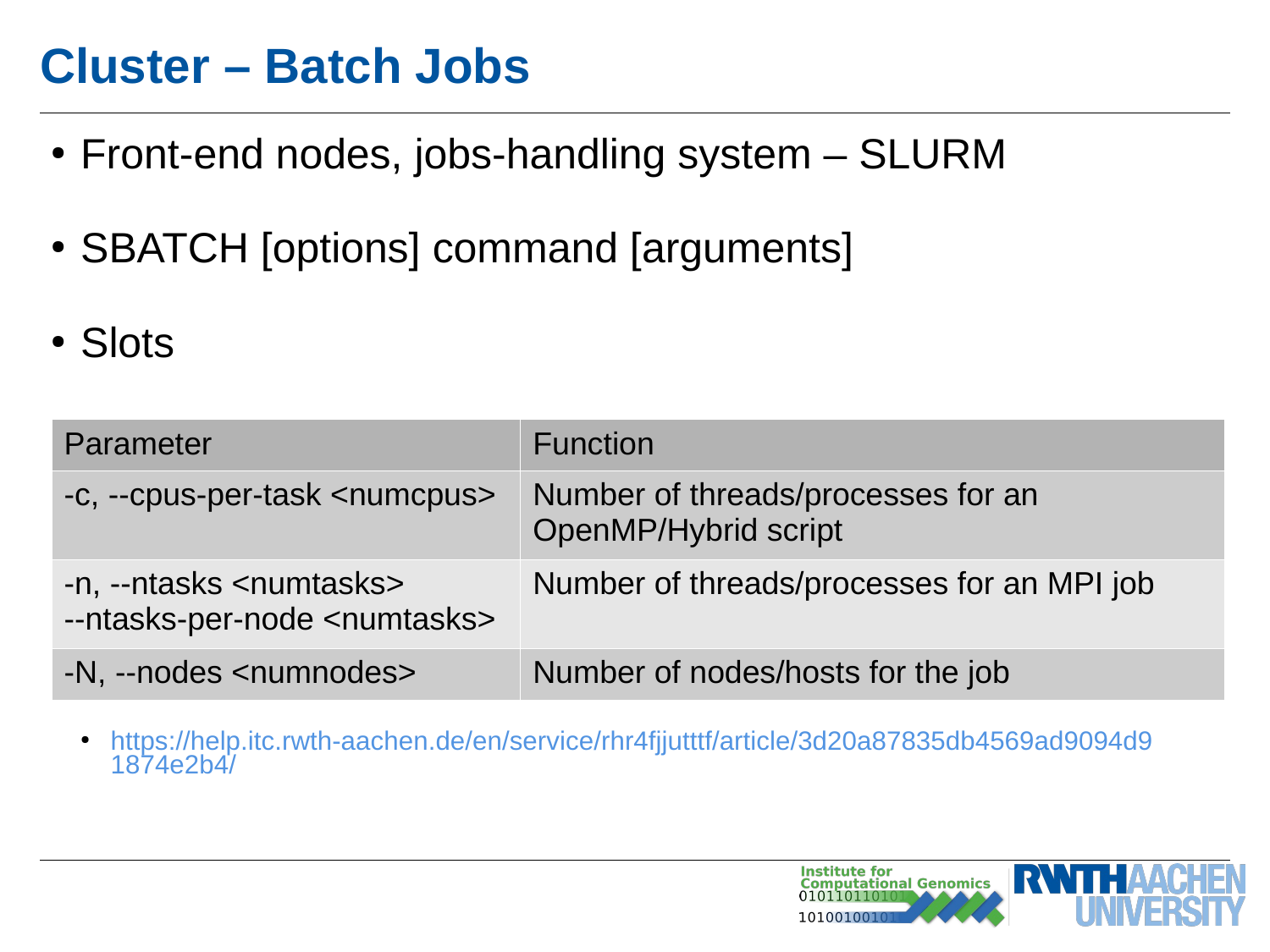# Cluster – Batch Jobs

- Front-end nodes, jobs-handling system – SLURM
- SBATCH [options] command [arguments]
- Slots

| Parameter | Function |
|---|---|
| -c, --cpus-per-task <numcpus> | Number of threads/processes for an OpenMP/Hybrid script |
| -n, --ntasks <numtasks><br>--ntasks-per-node <numtasks> | Number of threads/processes for an MPI job |
| -N, --nodes <numnodes> | Number of nodes/hosts for the job |

- https://help.itc.rwth-aachen.de/en/service/rhr4fjjutttf/article/3d20a87835db4569ad9094d91874e2b4/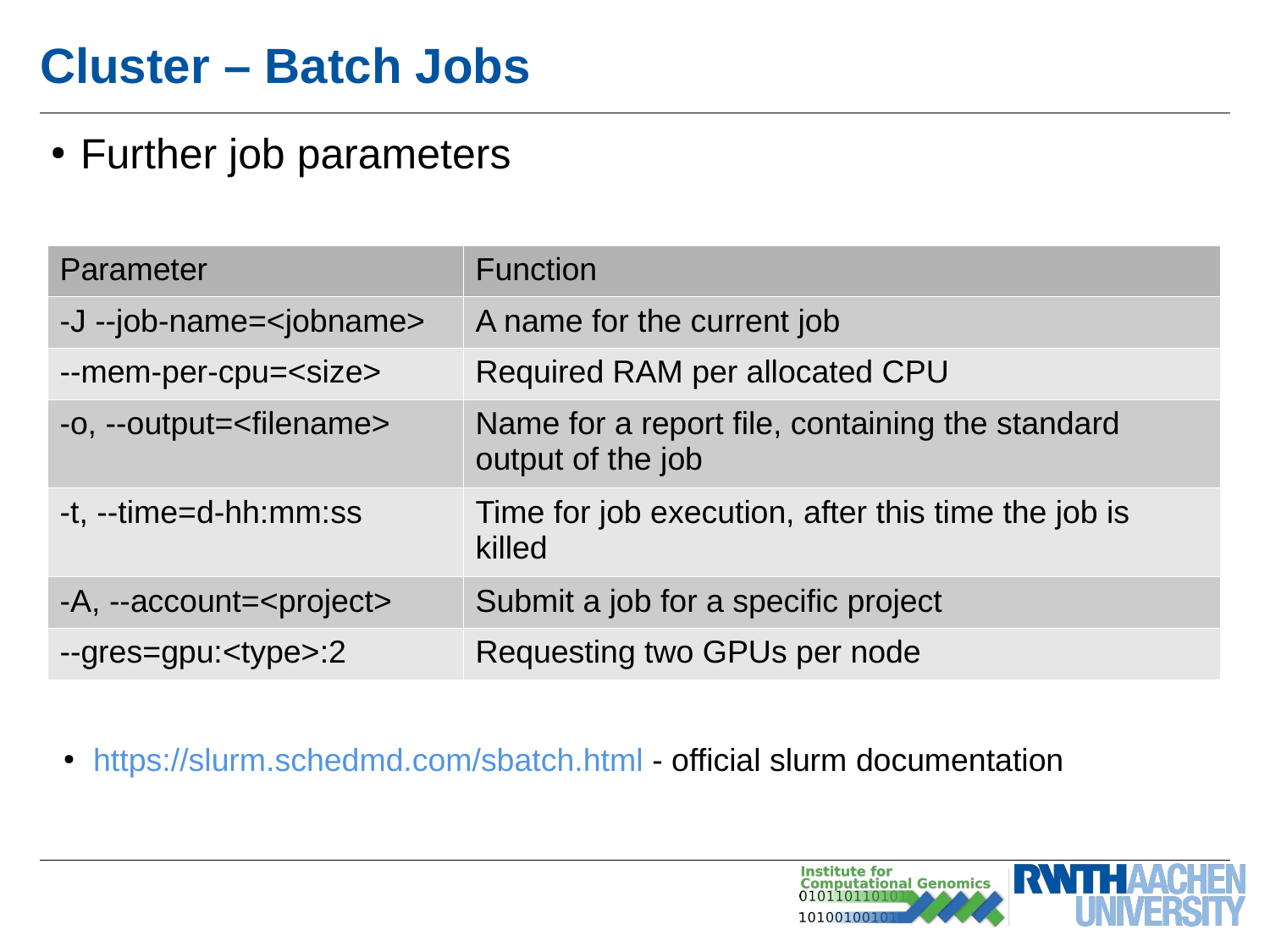# Cluster – Batch Jobs

- Further job parameters

| Parameter | Function |
|---|---|
| -J --job-name=<jobname> | A name for the current job |
| --mem-per-cpu=<size> | Required RAM per allocated CPU |
| -o, --output=<filename> | Name for a report file, containing the standard output of the job |
| -t, --time=d-hh:mm:ss | Time for job execution, after this time the job is killed |
| -A, --account=<project> | Submit a job for a specific project |
| --gres=gpu:<type>:2 | Requesting two GPUs per node |

- https://slurm.schedmd.com/sbatch.html - official slurm documentation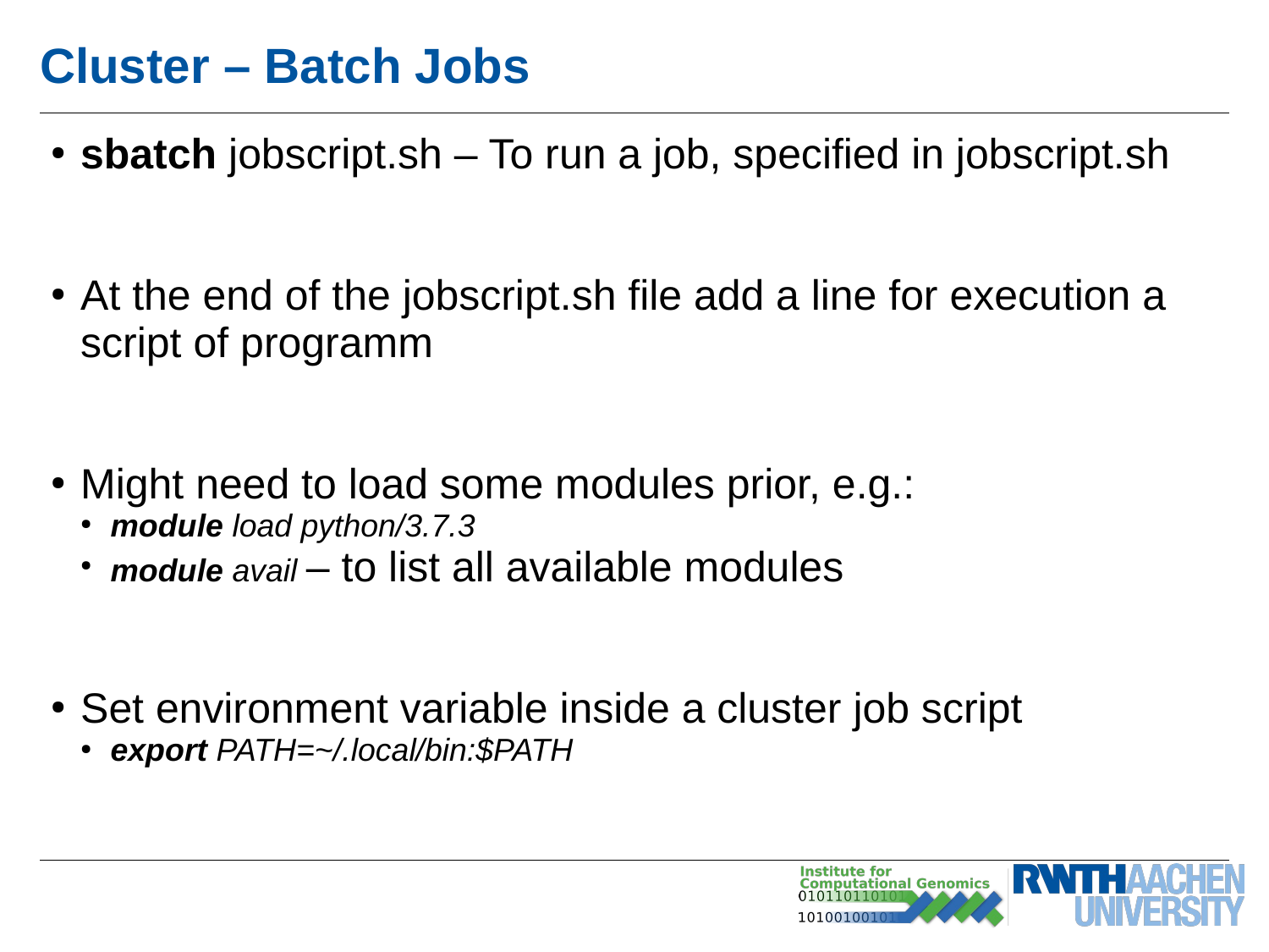# Cluster – Batch Jobs

- **sbatch** jobscript.sh – To run a job, specified in jobscript.sh

- At the end of the jobscript.sh file add a line for execution a script of programm

- Might need to load some modules prior, e.g.:
  - ***module** load python/3.7.3*
  - ***module** avail* – to list all available modules

- Set environment variable inside a cluster job script
  - ***export** PATH=~/.local/bin:$PATH*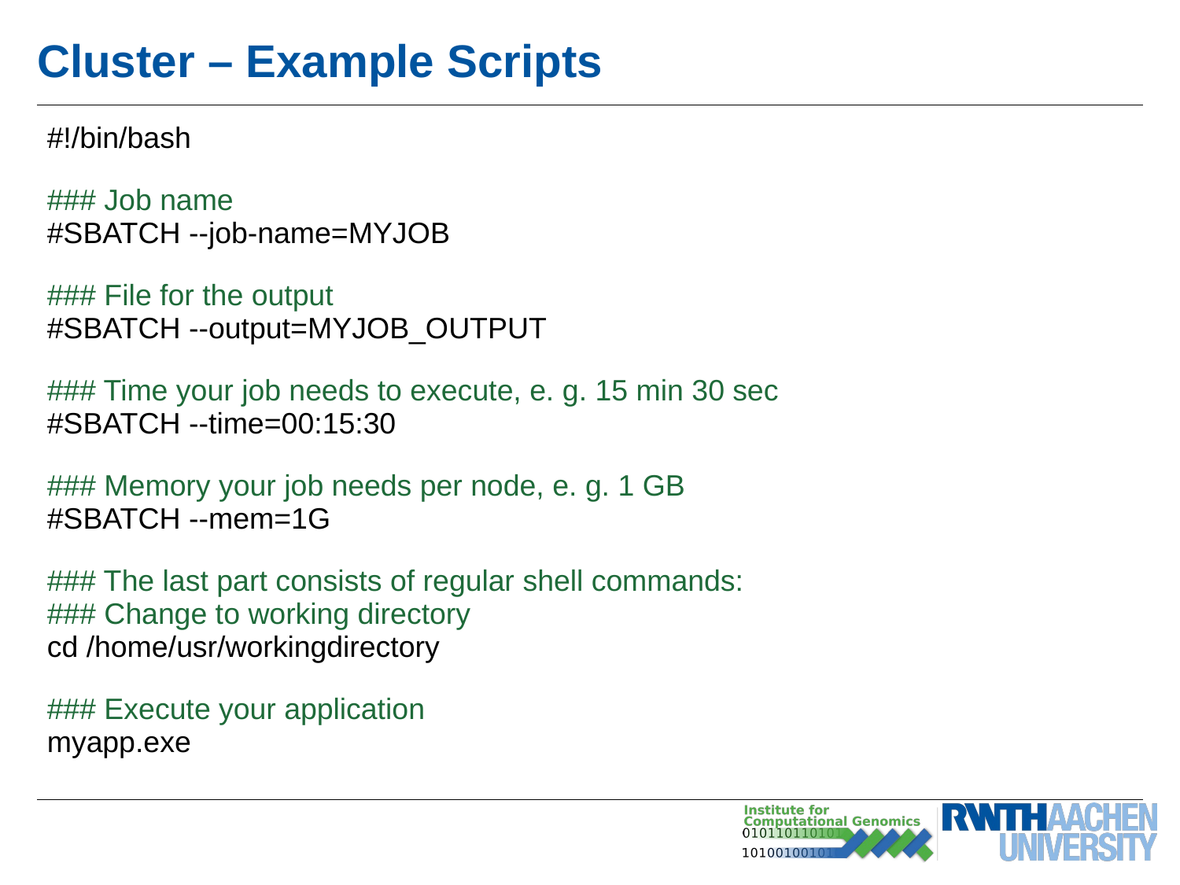# Cluster – Example Scripts

```
#!/bin/bash

### Job name
#SBATCH --job-name=MYJOB

### File for the output
#SBATCH --output=MYJOB_OUTPUT

### Time your job needs to execute, e. g. 15 min 30 sec
#SBATCH --time=00:15:30

### Memory your job needs per node, e. g. 1 GB
#SBATCH --mem=1G

### The last part consists of regular shell commands:
### Change to working directory
cd /home/usr/workingdirectory

### Execute your application
myapp.exe
```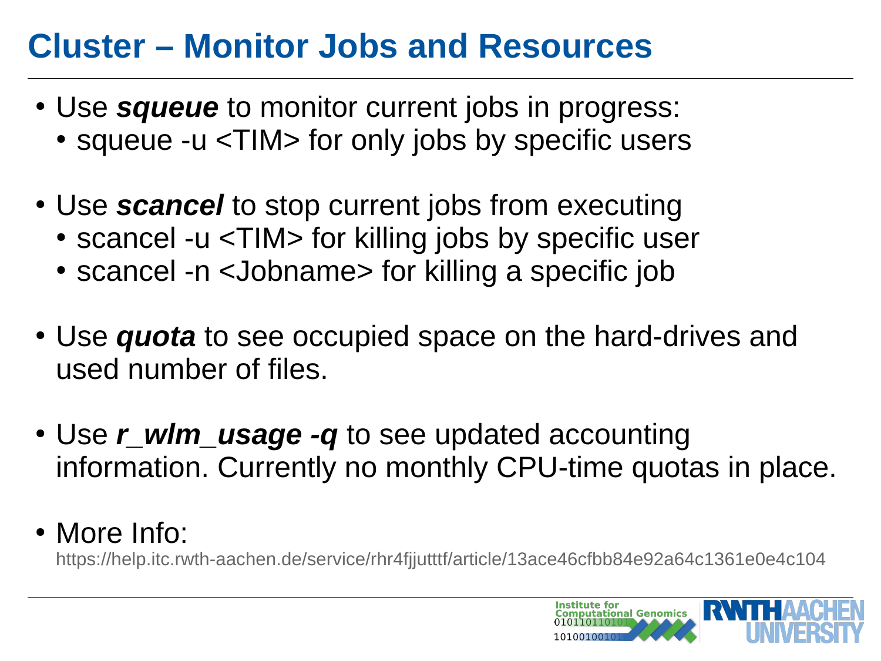# Cluster – Monitor Jobs and Resources

- Use ***squeue*** to monitor current jobs in progress:
  - squeue -u <TIM> for only jobs by specific users
- Use ***scancel*** to stop current jobs from executing
  - scancel -u <TIM> for killing jobs by specific user
  - scancel -n <Jobname> for killing a specific job
- Use ***quota*** to see occupied space on the hard-drives and used number of files.
- Use ***r_wlm_usage -q*** to see updated accounting information. Currently no monthly CPU-time quotas in place.
- More Info:
  https://help.itc.rwth-aachen.de/service/rhr4fjjutttf/article/13ace46cfbb84e92a64c1361e0e4c104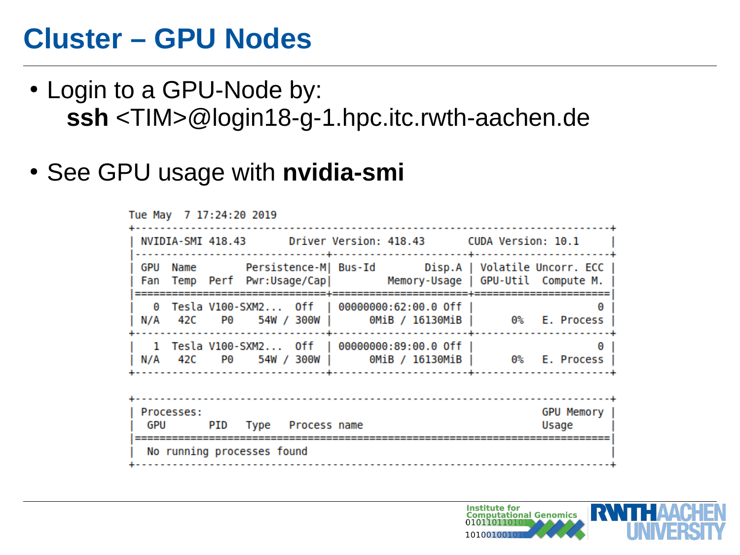# Cluster – GPU Nodes

- Login to a GPU-Node by:
  **ssh** <TIM>@login18-g-1.hpc.itc.rwth-aachen.de

- See GPU usage with **nvidia-smi**

```
Tue May  7 17:24:20 2019
+-----------------------------------------------------------------------------+
| NVIDIA-SMI 418.43       Driver Version: 418.43       CUDA Version: 10.1     |
|-------------------------------+----------------------+----------------------+
| GPU  Name        Persistence-M| Bus-Id        Disp.A | Volatile Uncorr. ECC |
| Fan  Temp  Perf  Pwr:Usage/Cap|         Memory-Usage | GPU-Util  Compute M. |
|===============================+======================+======================|
|   0  Tesla V100-SXM2...  Off  | 00000000:62:00.0 Off |                    0 |
| N/A   42C    P0    54W / 300W |      0MiB / 16130MiB |      0%   E. Process |
+-------------------------------+----------------------+----------------------+
|   1  Tesla V100-SXM2...  Off  | 00000000:89:00.0 Off |                    0 |
| N/A   42C    P0    54W / 300W |      0MiB / 16130MiB |      0%   E. Process |
+-------------------------------+----------------------+----------------------+

+-----------------------------------------------------------------------------+
| Processes:                                                       GPU Memory |
|  GPU       PID   Type   Process name                             Usage      |
|=============================================================================|
|  No running processes found                                                 |
+-----------------------------------------------------------------------------+
```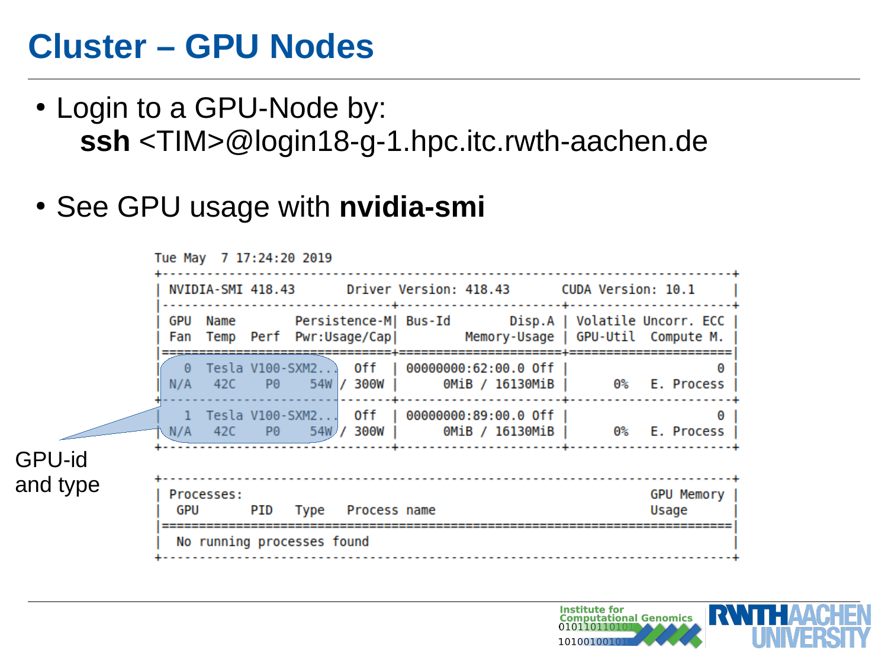# Cluster – GPU Nodes

- Login to a GPU-Node by:
  **ssh** <TIM>@login18-g-1.hpc.itc.rwth-aachen.de
- See GPU usage with **nvidia-smi**

```
Tue May  7 17:24:20 2019
+-----------------------------------------------------------------------------+
| NVIDIA-SMI 418.43       Driver Version: 418.43       CUDA Version: 10.1     |
|-------------------------------+----------------------+----------------------+
| GPU  Name        Persistence-M| Bus-Id        Disp.A | Volatile Uncorr. ECC |
| Fan  Temp  Perf  Pwr:Usage/Cap|         Memory-Usage | GPU-Util  Compute M. |
|===============================+======================+======================|
|   0  Tesla V100-SXM2...  Off  | 00000000:62:00.0 Off |                    0 |
| N/A   42C    P0    54W / 300W |      0MiB / 16130MiB |      0%   E. Process |
+-------------------------------+----------------------+----------------------+
|   1  Tesla V100-SXM2...  Off  | 00000000:89:00.0 Off |                    0 |
| N/A   42C    P0    54W / 300W |      0MiB / 16130MiB |      0%   E. Process |
+-------------------------------+----------------------+----------------------+

+-----------------------------------------------------------------------------+
| Processes:                                                       GPU Memory |
|  GPU       PID   Type   Process name                             Usage      |
|=============================================================================|
|  No running processes found                                                 |
+-----------------------------------------------------------------------------+
```

GPU-id and type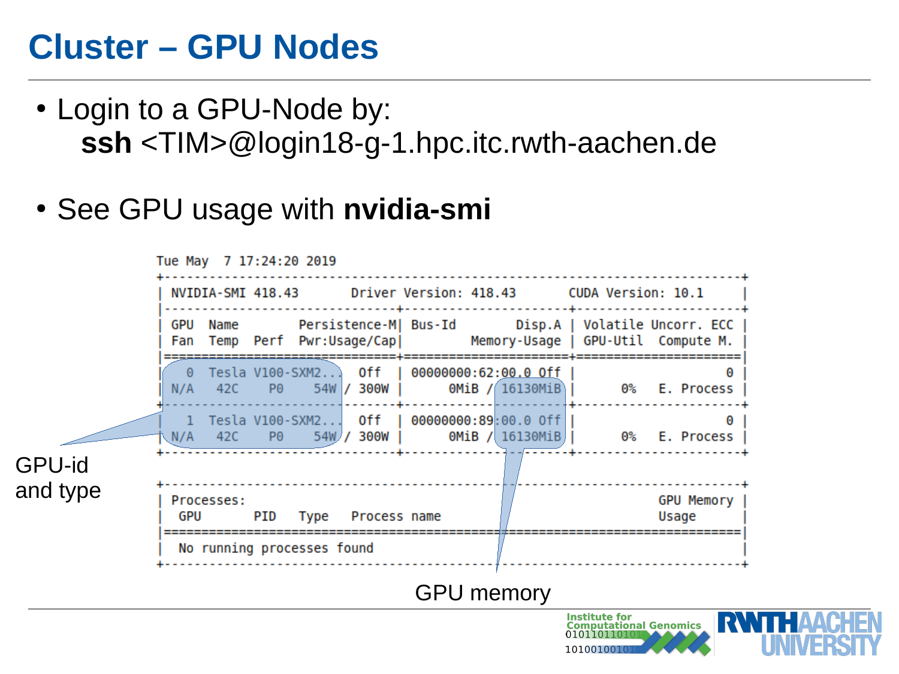# Cluster – GPU Nodes

- Login to a GPU-Node by:
  **ssh** <TIM>@login18-g-1.hpc.itc.rwth-aachen.de

- See GPU usage with **nvidia-smi**

```
Tue May  7 17:24:20 2019
+-----------------------------------------------------------------------------+
| NVIDIA-SMI 418.43       Driver Version: 418.43       CUDA Version: 10.1     |
|-------------------------------+----------------------+----------------------+
| GPU  Name        Persistence-M| Bus-Id        Disp.A | Volatile Uncorr. ECC |
| Fan  Temp  Perf  Pwr:Usage/Cap|         Memory-Usage | GPU-Util  Compute M. |
|===============================+======================+======================|
|   0  Tesla V100-SXM2...  Off  | 00000000:62:00.0 Off |                    0 |
| N/A   42C    P0    54W / 300W |      0MiB / 16130MiB |      0%   E. Process |
+-------------------------------+----------------------+----------------------+
|   1  Tesla V100-SXM2...  Off  | 00000000:89:00.0 Off |                    0 |
| N/A   42C    P0    54W / 300W |      0MiB / 16130MiB |      0%   E. Process |
+-------------------------------+----------------------+----------------------+

+-----------------------------------------------------------------------------+
| Processes:                                                       GPU Memory |
|  GPU       PID   Type   Process name                             Usage      |
|=============================================================================|
|  No running processes found                                                 |
+-----------------------------------------------------------------------------+
```

GPU-id and type

GPU memory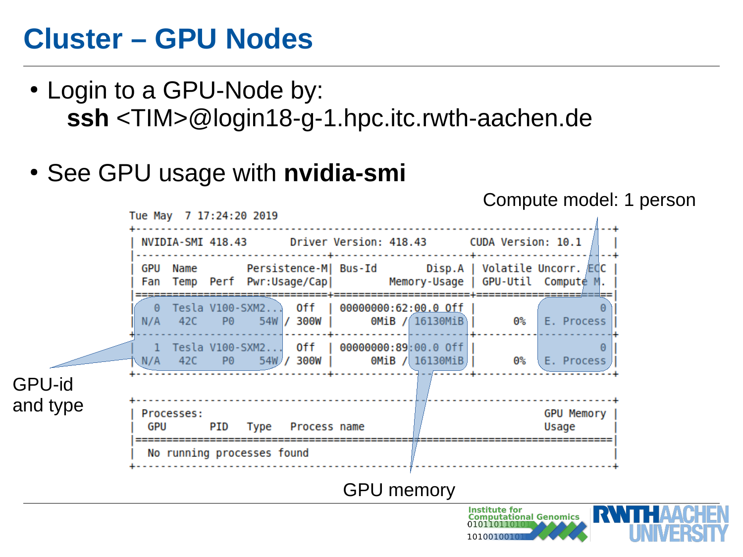# Cluster – GPU Nodes

- Login to a GPU-Node by:
  **ssh** <TIM>@login18-g-1.hpc.itc.rwth-aachen.de

- See GPU usage with **nvidia-smi**

Compute model: 1 person

```
Tue May  7 17:24:20 2019
+-----------------------------------------------------------------------------+
| NVIDIA-SMI 418.43       Driver Version: 418.43       CUDA Version: 10.1     |
|-------------------------------+----------------------+----------------------+
| GPU  Name        Persistence-M| Bus-Id        Disp.A | Volatile Uncorr. ECC |
| Fan  Temp  Perf  Pwr:Usage/Cap|         Memory-Usage | GPU-Util  Compute M. |
|===============================+======================+======================|
|   0  Tesla V100-SXM2...  Off  | 00000000:62:00.0 Off |                    0 |
| N/A   42C    P0    54W / 300W |      0MiB / 16130MiB |      0%   E. Process |
+-------------------------------+----------------------+----------------------+
|   1  Tesla V100-SXM2...  Off  | 00000000:89:00.0 Off |                    0 |
| N/A   42C    P0    54W / 300W |      0MiB / 16130MiB |      0%   E. Process |
+-------------------------------+----------------------+----------------------+

+-----------------------------------------------------------------------------+
| Processes:                                                       GPU Memory |
|  GPU       PID   Type   Process name                             Usage      |
|=============================================================================|
|  No running processes found                                                 |
+-----------------------------------------------------------------------------+
```

GPU-id and type

GPU memory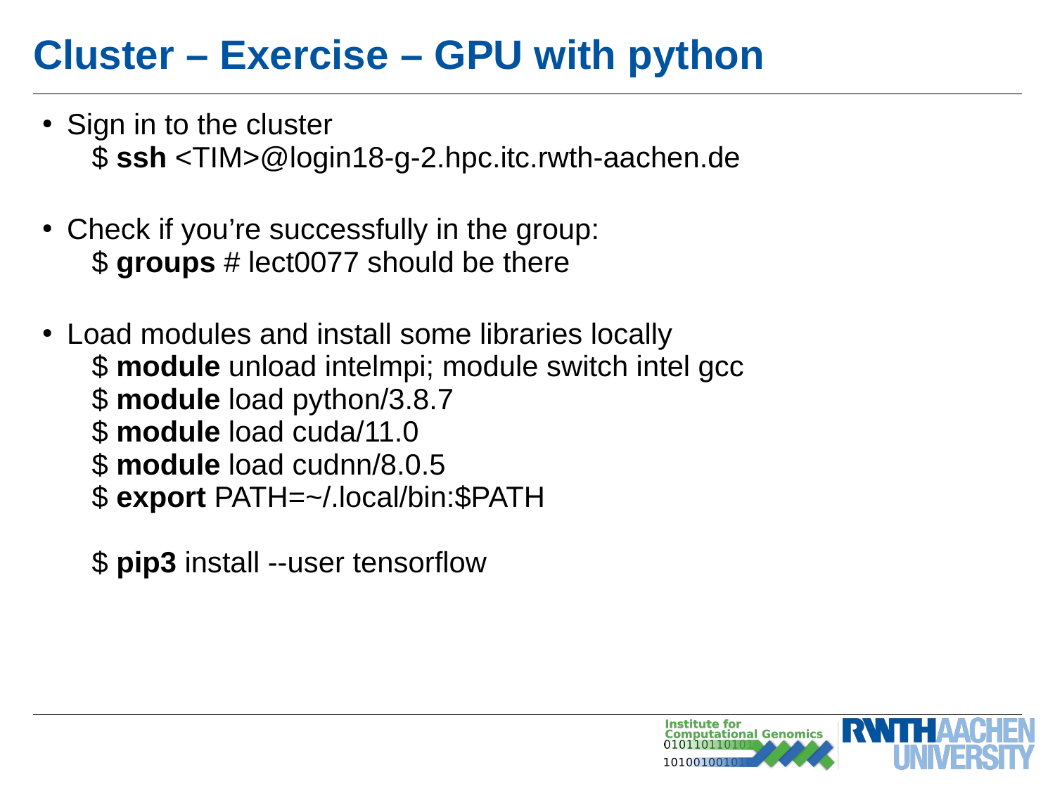# Cluster – Exercise – GPU with python

- Sign in to the cluster
  $ **ssh** <TIM>@login18-g-2.hpc.itc.rwth-aachen.de

- Check if you're successfully in the group:
  $ **groups** # lect0077 should be there

- Load modules and install some libraries locally
  $ **module** unload intelmpi; module switch intel gcc
  $ **module** load python/3.8.7
  $ **module** load cuda/11.0
  $ **module** load cudnn/8.0.5
  $ **export** PATH=~/.local/bin:$PATH

  $ **pip3** install --user tensorflow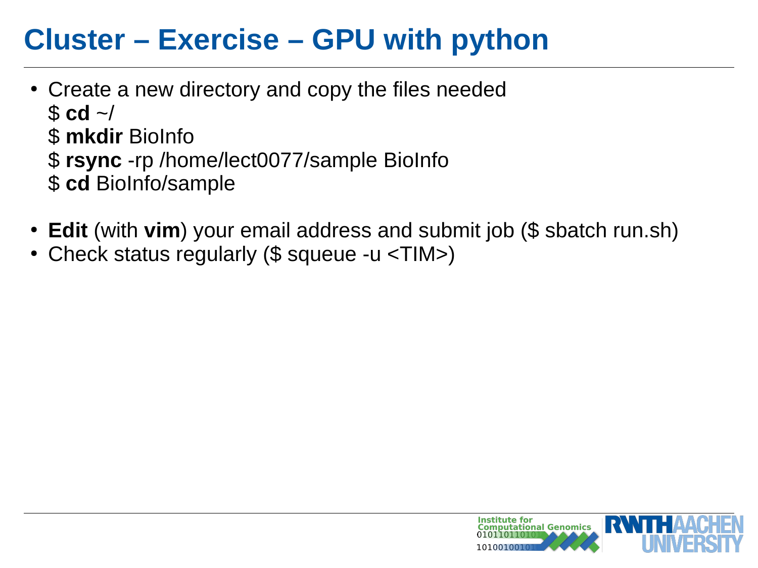# Cluster – Exercise – GPU with python

- Create a new directory and copy the files needed
  $ **cd** ~/
  $ **mkdir** BioInfo
  $ **rsync** -rp /home/lect0077/sample BioInfo
  $ **cd** BioInfo/sample

- **Edit** (with **vim**) your email address and submit job ($ sbatch run.sh)
- Check status regularly ($ squeue -u <TIM>)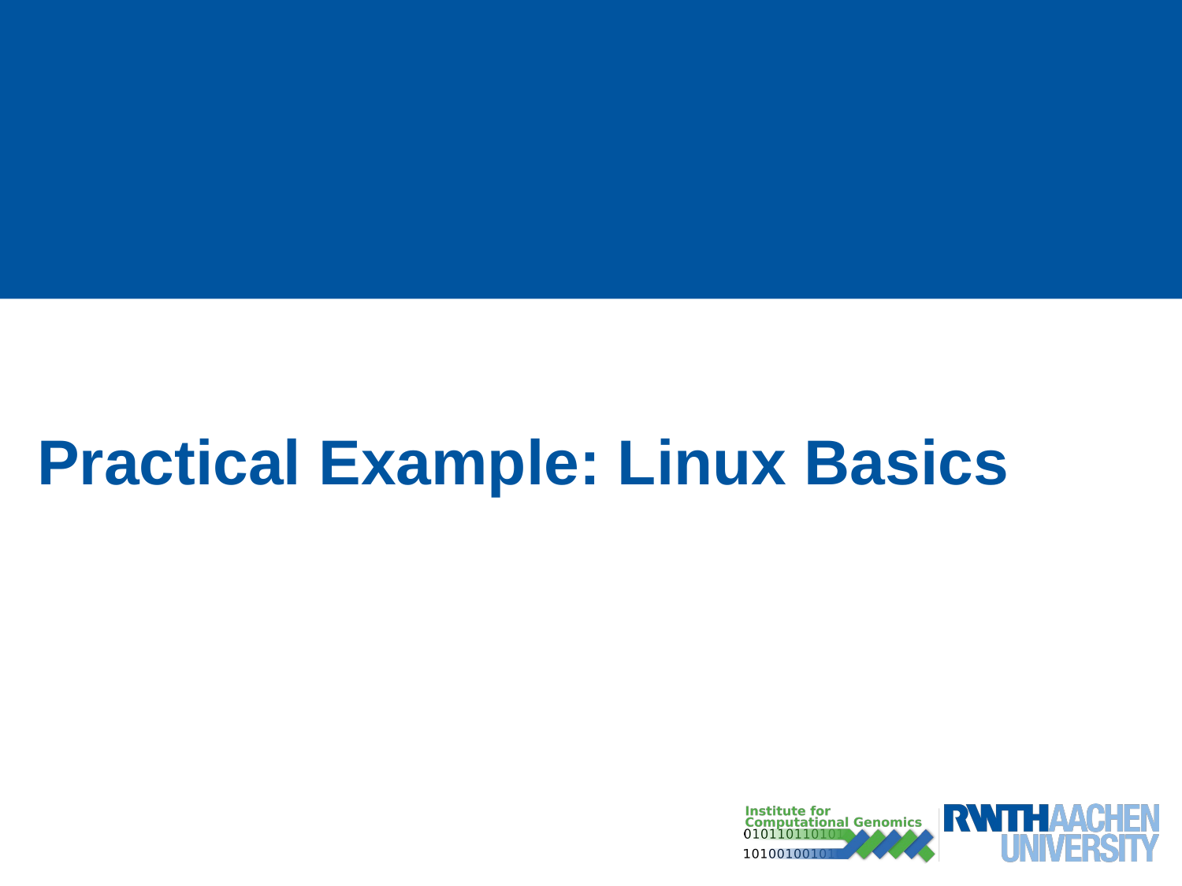# Practical Example: Linux Basics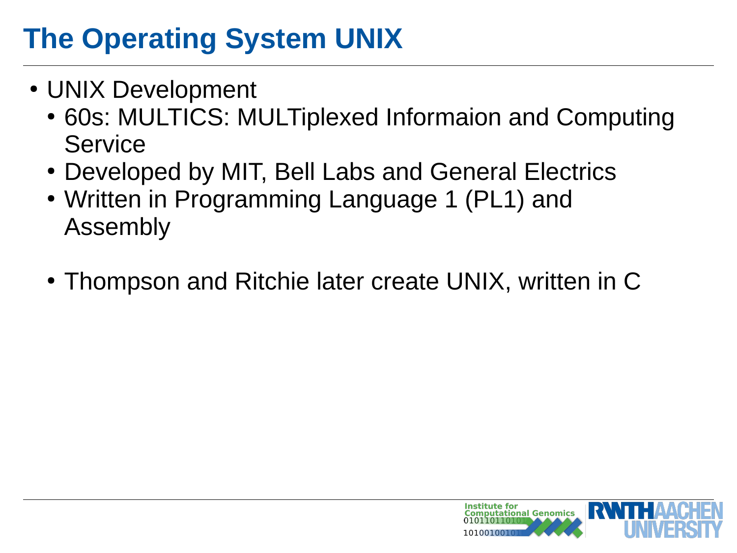# The Operating System UNIX

- UNIX Development
  - 60s: MULTICS: MULTiplexed Informaion and Computing Service
  - Developed by MIT, Bell Labs and General Electrics
  - Written in Programming Language 1 (PL1) and Assembly

  - Thompson and Ritchie later create UNIX, written in C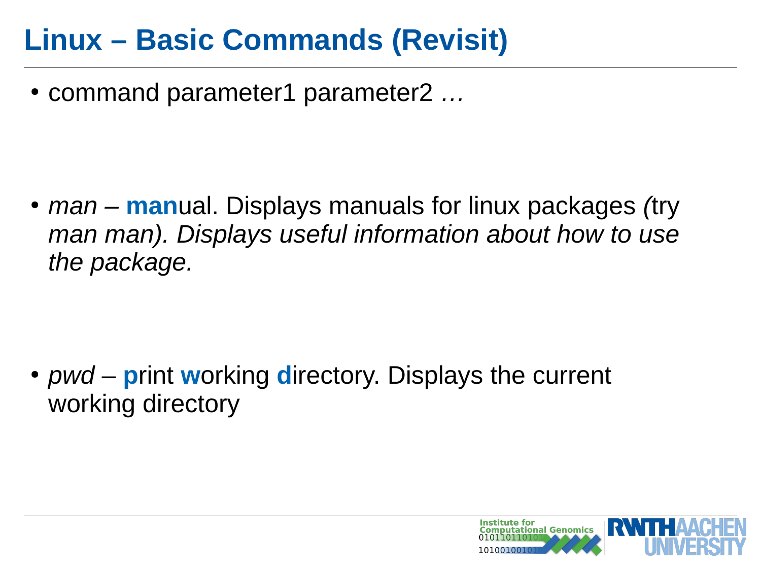# Linux – Basic Commands (Revisit)

- command parameter1 parameter2 *…*

- *man* – **man**ual. Displays manuals for linux packages *(*try *man man). Displays useful information about how to use the package.*

- *pwd* – **p**rint **w**orking **d**irectory. Displays the current working directory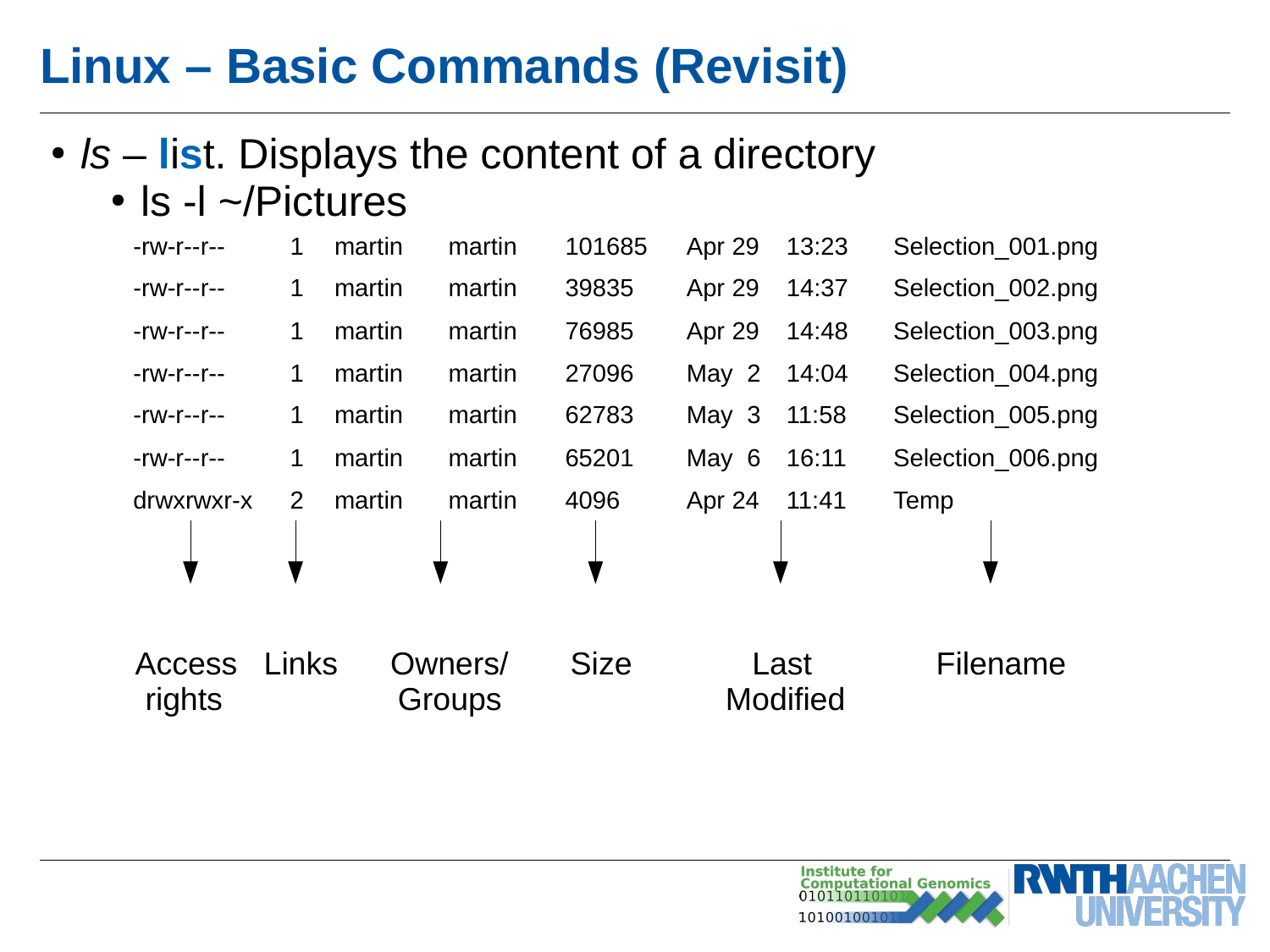# Linux – Basic Commands (Revisit)

- *ls* – **lis**t. Displays the content of a directory
  - ls -l ~/Pictures

| Access rights | Links | Owners/ | Groups | Size | Last Modified | | Filename |
|---|---|---|---|---|---|---|---|
| -rw-r--r-- | 1 | martin | martin | 101685 | Apr 29 | 13:23 | Selection_001.png |
| -rw-r--r-- | 1 | martin | martin | 39835 | Apr 29 | 14:37 | Selection_002.png |
| -rw-r--r-- | 1 | martin | martin | 76985 | Apr 29 | 14:48 | Selection_003.png |
| -rw-r--r-- | 1 | martin | martin | 27096 | May 2 | 14:04 | Selection_004.png |
| -rw-r--r-- | 1 | martin | martin | 62783 | May 3 | 11:58 | Selection_005.png |
| -rw-r--r-- | 1 | martin | martin | 65201 | May 6 | 16:11 | Selection_006.png |
| drwxrwxr-x | 2 | martin | martin | 4096 | Apr 24 | 11:41 | Temp |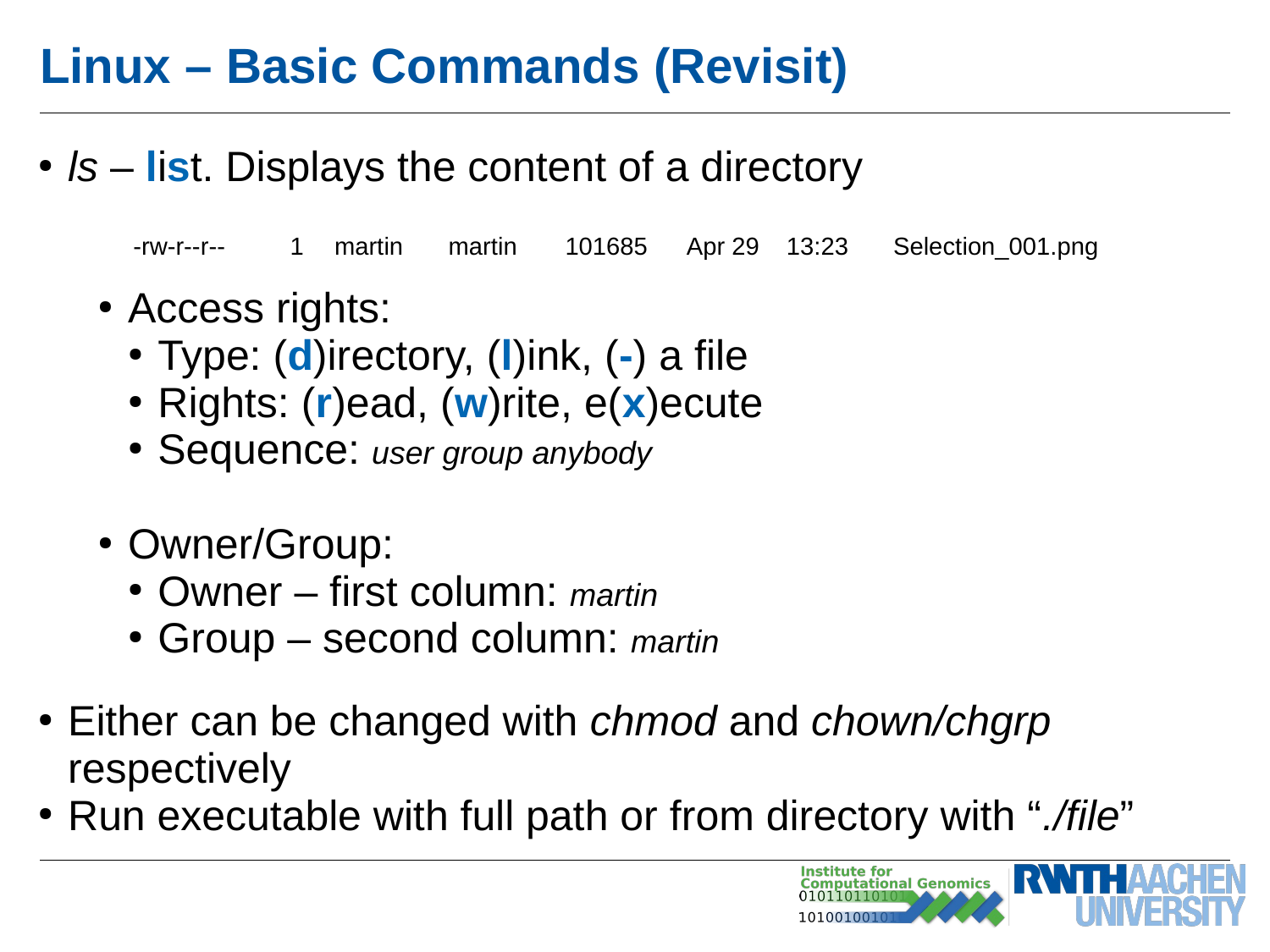# Linux – Basic Commands (Revisit)

- *ls* – **lis**t. Displays the content of a directory

```
-rw-r--r--   1   martin   martin   101685   Apr 29   13:23   Selection_001.png
```

  - Access rights:
    - Type: (**d**)irectory, (**l**)ink, (**-**) a file
    - Rights: (**r**)ead, (**w**)rite, e(**x**)ecute
    - Sequence: *user group anybody*
  - Owner/Group:
    - Owner – first column: *martin*
    - Group – second column: *martin*
- Either can be changed with *chmod* and *chown/chgrp* respectively
- Run executable with full path or from directory with “*./file*”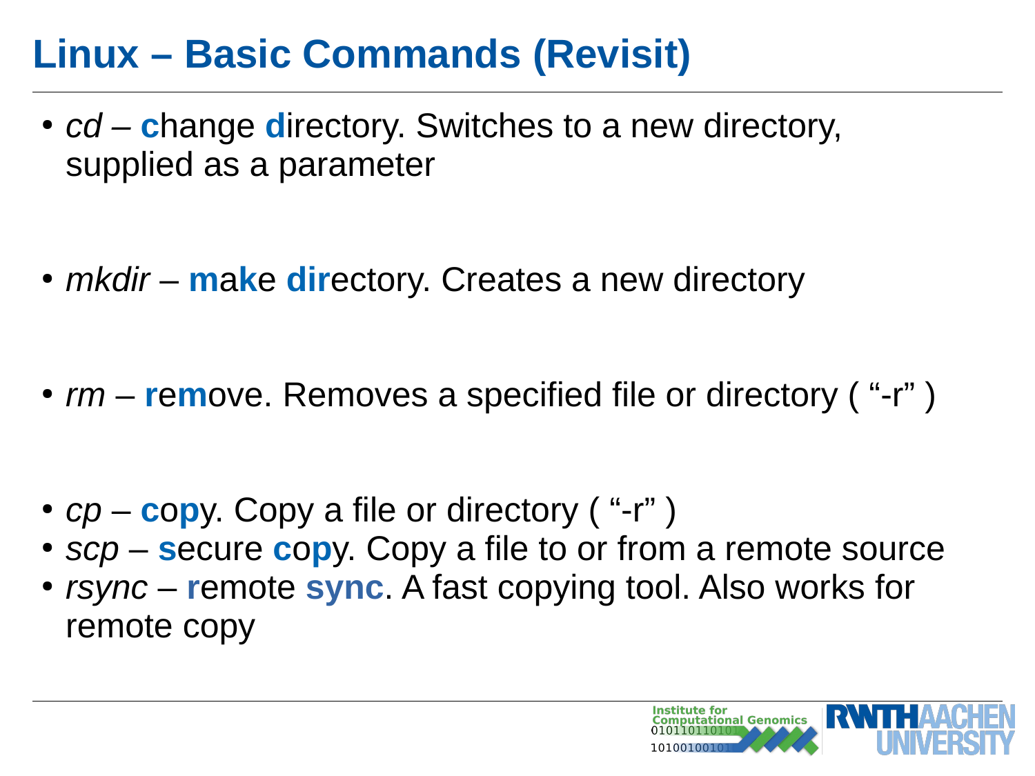# Linux – Basic Commands (Revisit)

- *cd* – **c**hange **d**irectory. Switches to a new directory, supplied as a parameter

- *mkdir* – **m**a**k**e **dir**ectory. Creates a new directory

- *rm* – **r**e**m**ove. Removes a specified file or directory ( "-r" )

- *cp* – **c**o**p**y. Copy a file or directory ( "-r" )
- *scp* – **s**ecure **c**o**p**y. Copy a file to or from a remote source
- *rsync* – **r**emote **sync**. A fast copying tool. Also works for remote copy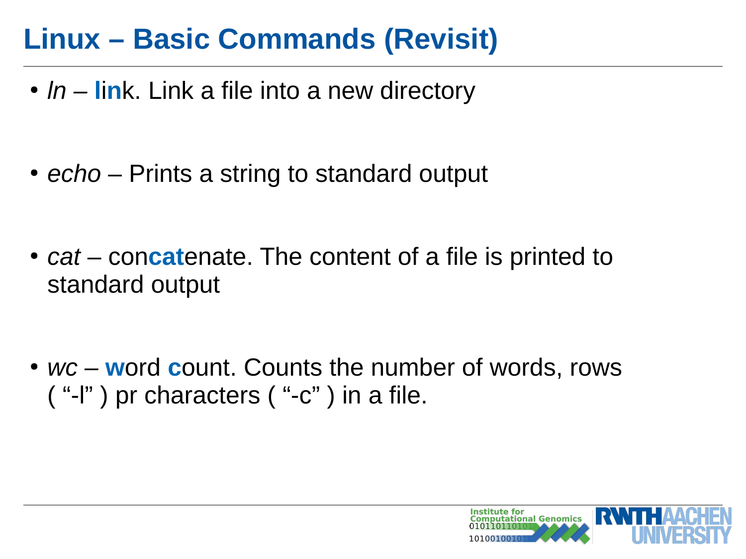# Linux – Basic Commands (Revisit)

- *ln* – **lin**k. Link a file into a new directory

- *echo* – Prints a string to standard output

- *cat* – con**cat**enate. The content of a file is printed to standard output

- *wc* – **w**ord **c**ount. Counts the number of words, rows ( “-l” ) pr characters ( “-c” ) in a file.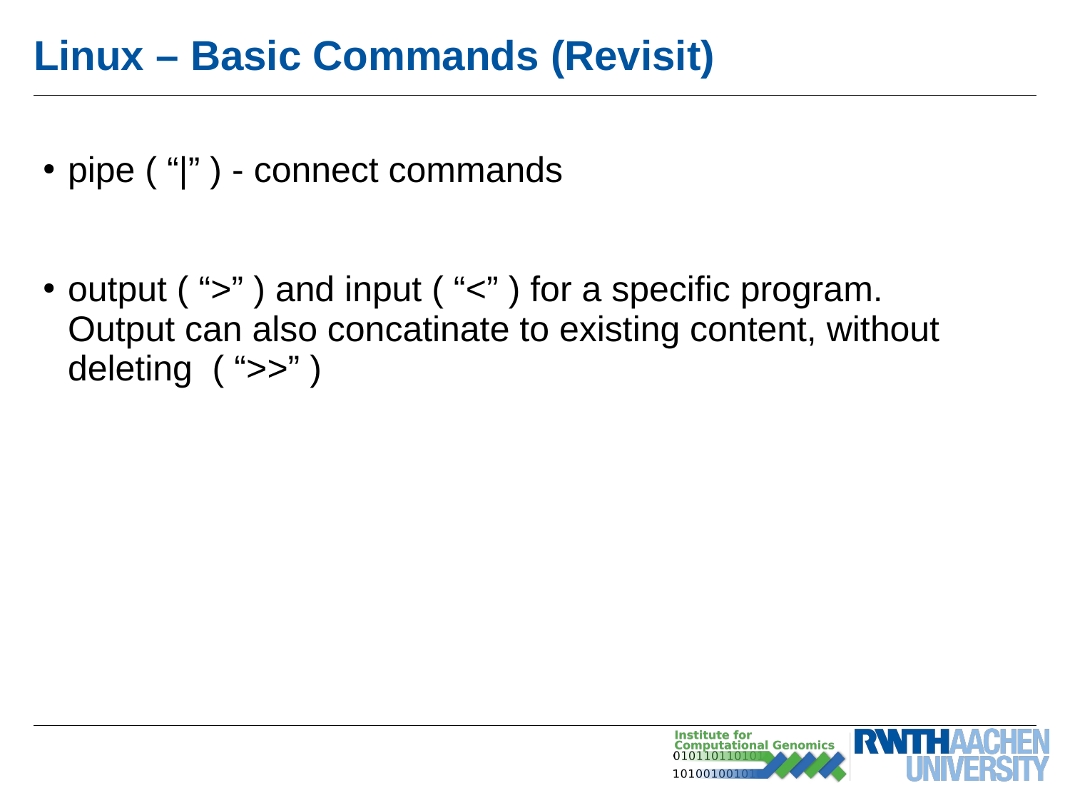# Linux – Basic Commands (Revisit)

- pipe ( "|" ) - connect commands

- output ( ">" ) and input ( "<" ) for a specific program. Output can also concatinate to existing content, without deleting ( ">>" )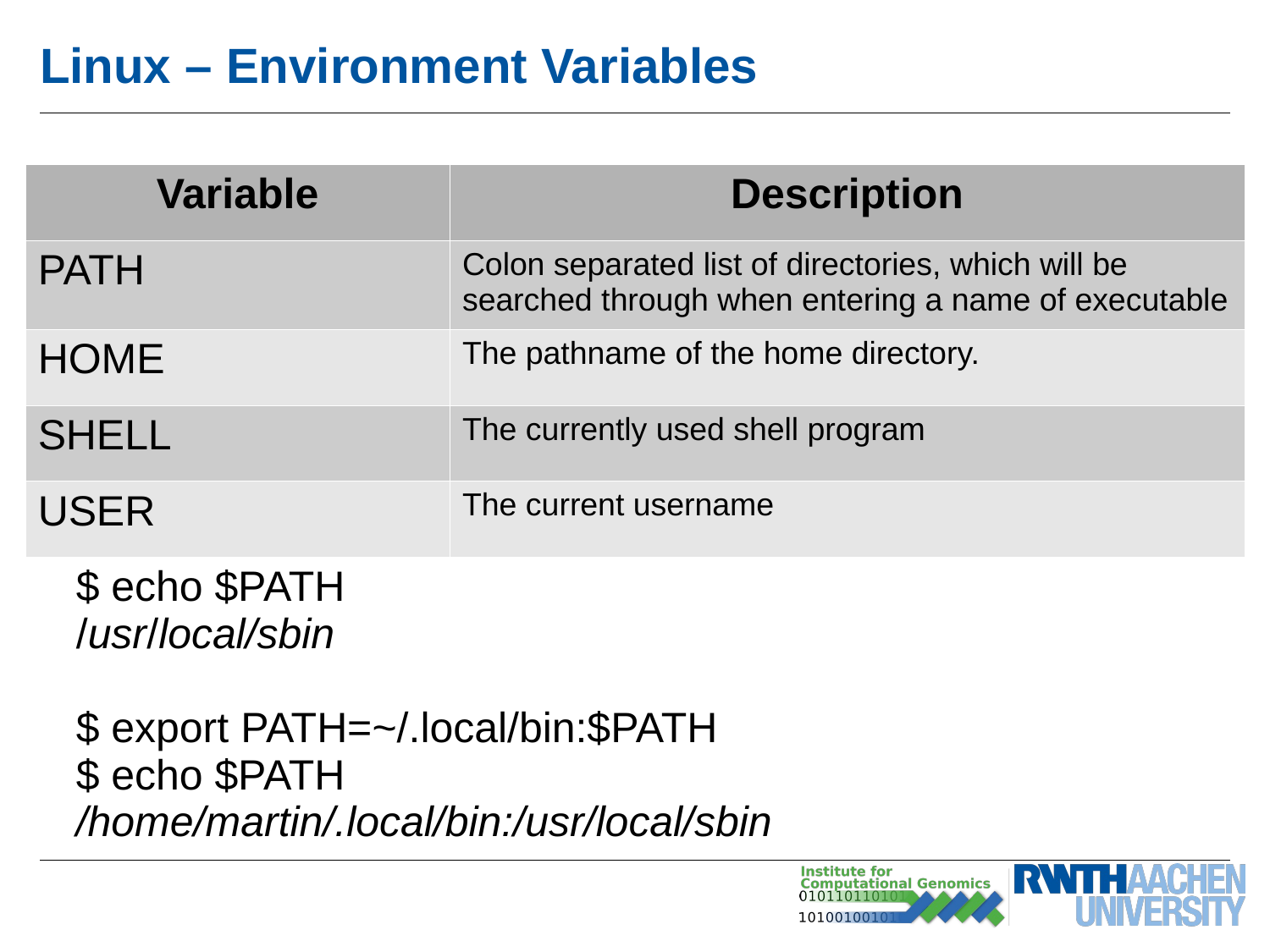# Linux – Environment Variables

| Variable | Description |
| --- | --- |
| PATH | Colon separated list of directories, which will be searched through when entering a name of executable |
| HOME | The pathname of the home directory. |
| SHELL | The currently used shell program |
| USER | The current username |

```
$ echo $PATH
/usr/local/sbin

$ export PATH=~/.local/bin:$PATH
$ echo $PATH
/home/martin/.local/bin:/usr/local/sbin
```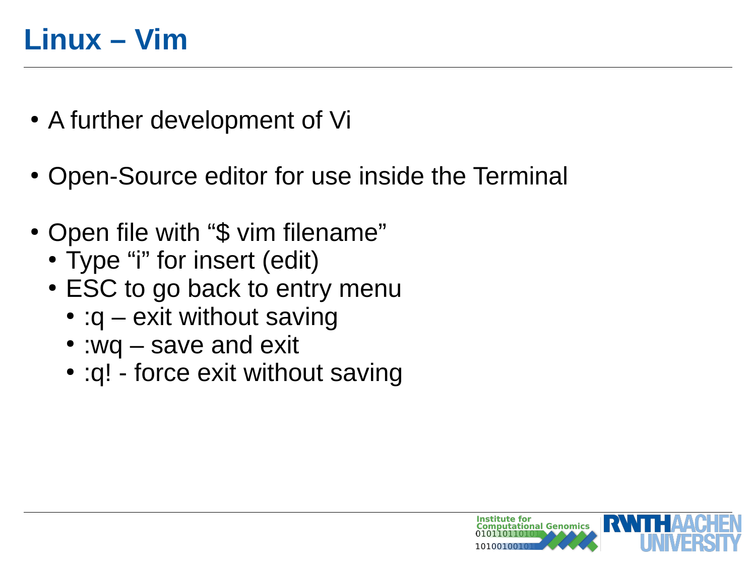# Linux – Vim

- A further development of Vi
- Open-Source editor for use inside the Terminal
- Open file with “$ vim filename”
  - Type “i” for insert (edit)
  - ESC to go back to entry menu
    - :q – exit without saving
    - :wq – save and exit
    - :q! - force exit without saving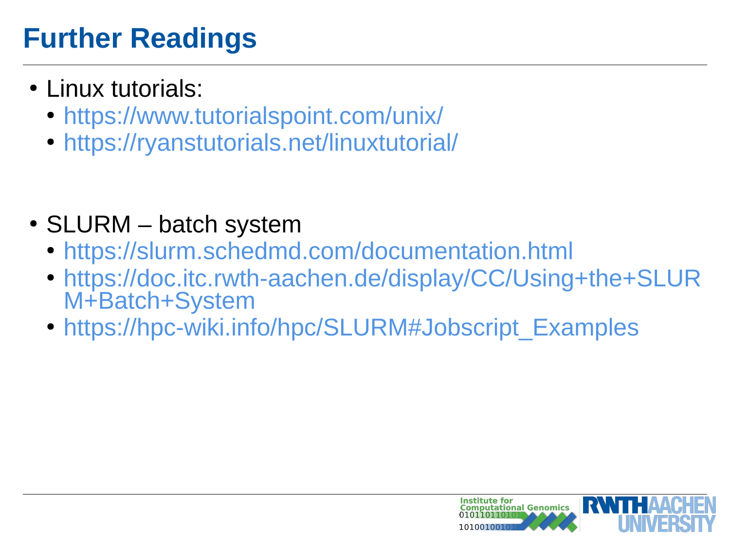# Further Readings

- Linux tutorials:
  - https://www.tutorialspoint.com/unix/
  - https://ryanstutorials.net/linuxtutorial/

- SLURM – batch system
  - https://slurm.schedmd.com/documentation.html
  - https://doc.itc.rwth-aachen.de/display/CC/Using+the+SLURM+Batch+System
  - https://hpc-wiki.info/hpc/SLURM#Jobscript_Examples